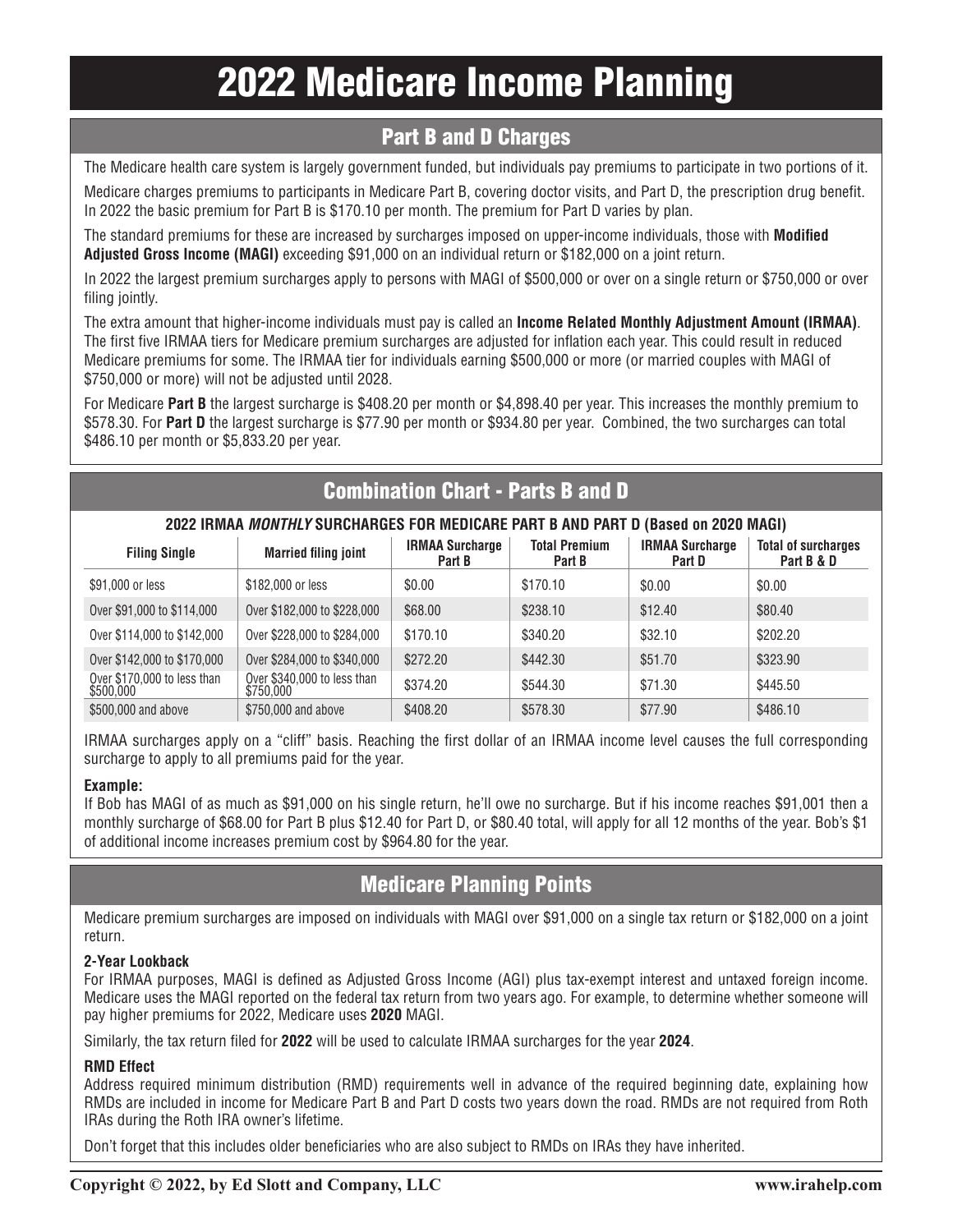# 2022 Medicare Income Planning

## Part B and D Charges

The Medicare health care system is largely government funded, but individuals pay premiums to participate in two portions of it.

Medicare charges premiums to participants in Medicare Part B, covering doctor visits, and Part D, the prescription drug benefit. In 2022 the basic premium for Part B is $170.10 per month. The premium for Part D varies by plan.

The standard premiums for these are increased by surcharges imposed on upper-income individuals, those with **Modified Adjusted Gross Income (MAGI)** exceeding $91,000 on an individual return or $182,000 on a joint return.

In 2022 the largest premium surcharges apply to persons with MAGI of $500,000 or over on a single return or $750,000 or over filing jointly.

The extra amount that higher-income individuals must pay is called an **Income Related Monthly Adjustment Amount (IRMAA)**. The first five IRMAA tiers for Medicare premium surcharges are adjusted for inflation each year. This could result in reduced Medicare premiums for some. The IRMAA tier for individuals earning $500,000 or more (or married couples with MAGI of $750,000 or more) will not be adjusted until 2028.

For Medicare **Part B** the largest surcharge is $408.20 per month or $4,898.40 per year. This increases the monthly premium to $578.30. For **Part D** the largest surcharge is $77.90 per month or $934.80 per year. Combined, the two surcharges can total $486.10 per month or $5,833.20 per year.

## Combination Chart - Parts B and D

**2022 IRMAA *MONTHLY* SURCHARGES FOR MEDICARE PART B AND PART D (Based on 2020 MAGI)**

| Filing Single | Married filing joint | IRMAA Surcharge Part B | Total Premium Part B | IRMAA Surcharge Part D | Total of surcharges Part B & D |
|---|---|---|---|---|---|
| $91,000 or less | $182,000 or less | $0.00 | $170.10 | $0.00 | $0.00 |
| Over $91,000 to $114,000 | Over $182,000 to $228,000 | $68.00 | $238.10 | $12.40 | $80.40 |
| Over $114,000 to $142,000 | Over $228,000 to $284,000 | $170.10 | $340.20 | $32.10 | $202.20 |
| Over $142,000 to $170,000 | Over $284,000 to $340,000 | $272.20 | $442.30 | $51.70 | $323.90 |
| Over $170,000 to less than $500,000 | Over $340,000 to less than $750,000 | $374.20 | $544.30 | $71.30 | $445.50 |
| $500,000 and above | $750,000 and above | $408.20 | $578.30 | $77.90 | $486.10 |

IRMAA surcharges apply on a "cliff" basis. Reaching the first dollar of an IRMAA income level causes the full corresponding surcharge to apply to all premiums paid for the year.

**Example:**
If Bob has MAGI of as much as $91,000 on his single return, he'll owe no surcharge. But if his income reaches $91,001 then a monthly surcharge of $68.00 for Part B plus $12.40 for Part D, or $80.40 total, will apply for all 12 months of the year. Bob's $1 of additional income increases premium cost by $964.80 for the year.

## Medicare Planning Points

Medicare premium surcharges are imposed on individuals with MAGI over $91,000 on a single tax return or $182,000 on a joint return.

**2-Year Lookback**
For IRMAA purposes, MAGI is defined as Adjusted Gross Income (AGI) plus tax-exempt interest and untaxed foreign income. Medicare uses the MAGI reported on the federal tax return from two years ago. For example, to determine whether someone will pay higher premiums for 2022, Medicare uses **2020** MAGI.

Similarly, the tax return filed for **2022** will be used to calculate IRMAA surcharges for the year **2024**.

**RMD Effect**
Address required minimum distribution (RMD) requirements well in advance of the required beginning date, explaining how RMDs are included in income for Medicare Part B and Part D costs two years down the road. RMDs are not required from Roth IRAs during the Roth IRA owner's lifetime.

Don't forget that this includes older beneficiaries who are also subject to RMDs on IRAs they have inherited.

**Copyright © 2022, by Ed Slott and Company, LLC** **www.irahelp.com**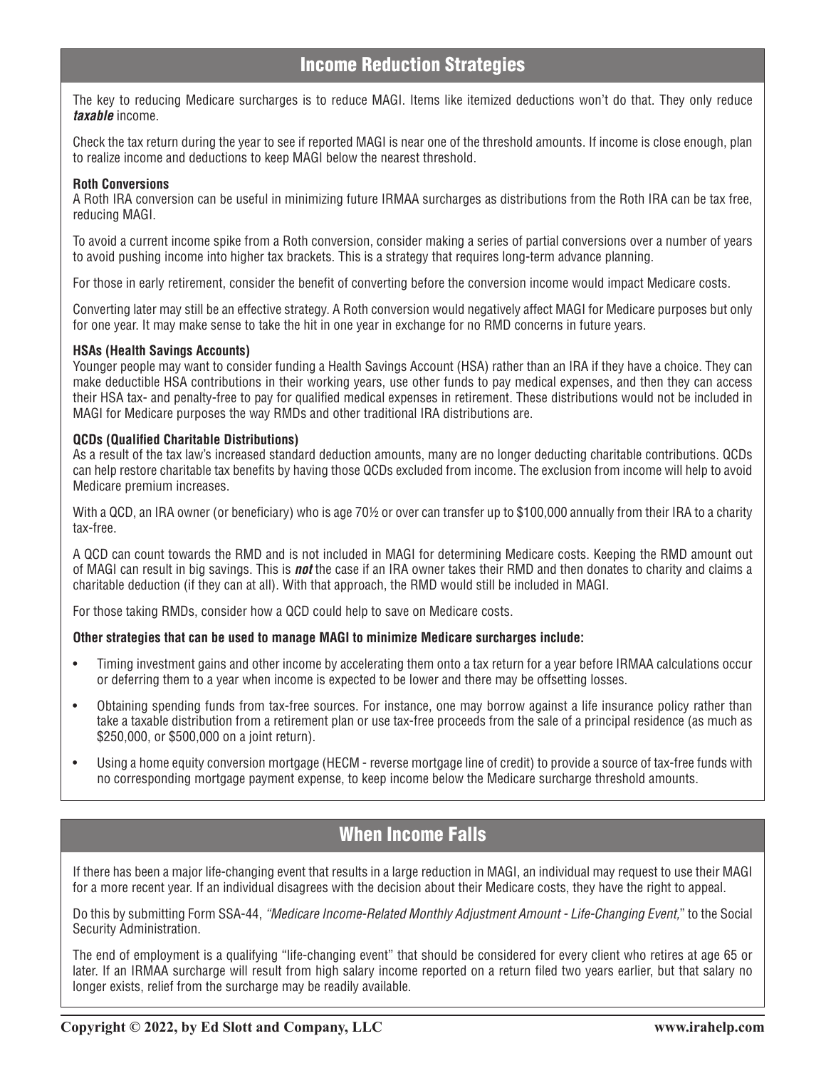## Income Reduction Strategies

The key to reducing Medicare surcharges is to reduce MAGI. Items like itemized deductions won't do that. They only reduce ***taxable*** income.

Check the tax return during the year to see if reported MAGI is near one of the threshold amounts. If income is close enough, plan to realize income and deductions to keep MAGI below the nearest threshold.

**Roth Conversions**

A Roth IRA conversion can be useful in minimizing future IRMAA surcharges as distributions from the Roth IRA can be tax free, reducing MAGI.

To avoid a current income spike from a Roth conversion, consider making a series of partial conversions over a number of years to avoid pushing income into higher tax brackets. This is a strategy that requires long-term advance planning.

For those in early retirement, consider the benefit of converting before the conversion income would impact Medicare costs.

Converting later may still be an effective strategy. A Roth conversion would negatively affect MAGI for Medicare purposes but only for one year. It may make sense to take the hit in one year in exchange for no RMD concerns in future years.

**HSAs (Health Savings Accounts)**

Younger people may want to consider funding a Health Savings Account (HSA) rather than an IRA if they have a choice. They can make deductible HSA contributions in their working years, use other funds to pay medical expenses, and then they can access their HSA tax- and penalty-free to pay for qualified medical expenses in retirement. These distributions would not be included in MAGI for Medicare purposes the way RMDs and other traditional IRA distributions are.

**QCDs (Qualified Charitable Distributions)**

As a result of the tax law's increased standard deduction amounts, many are no longer deducting charitable contributions. QCDs can help restore charitable tax benefits by having those QCDs excluded from income. The exclusion from income will help to avoid Medicare premium increases.

With a QCD, an IRA owner (or beneficiary) who is age 70½ or over can transfer up to $100,000 annually from their IRA to a charity tax-free.

A QCD can count towards the RMD and is not included in MAGI for determining Medicare costs. Keeping the RMD amount out of MAGI can result in big savings. This is ***not*** the case if an IRA owner takes their RMD and then donates to charity and claims a charitable deduction (if they can at all). With that approach, the RMD would still be included in MAGI.

For those taking RMDs, consider how a QCD could help to save on Medicare costs.

**Other strategies that can be used to manage MAGI to minimize Medicare surcharges include:**

- Timing investment gains and other income by accelerating them onto a tax return for a year before IRMAA calculations occur or deferring them to a year when income is expected to be lower and there may be offsetting losses.
- Obtaining spending funds from tax-free sources. For instance, one may borrow against a life insurance policy rather than take a taxable distribution from a retirement plan or use tax-free proceeds from the sale of a principal residence (as much as $250,000, or $500,000 on a joint return).
- Using a home equity conversion mortgage (HECM - reverse mortgage line of credit) to provide a source of tax-free funds with no corresponding mortgage payment expense, to keep income below the Medicare surcharge threshold amounts.

## When Income Falls

If there has been a major life-changing event that results in a large reduction in MAGI, an individual may request to use their MAGI for a more recent year. If an individual disagrees with the decision about their Medicare costs, they have the right to appeal.

Do this by submitting Form SSA-44, *"Medicare Income-Related Monthly Adjustment Amount - Life-Changing Event,"* to the Social Security Administration.

The end of employment is a qualifying "life-changing event" that should be considered for every client who retires at age 65 or later. If an IRMAA surcharge will result from high salary income reported on a return filed two years earlier, but that salary no longer exists, relief from the surcharge may be readily available.

**Copyright © 2022, by Ed Slott and Company, LLC** **www.irahelp.com**